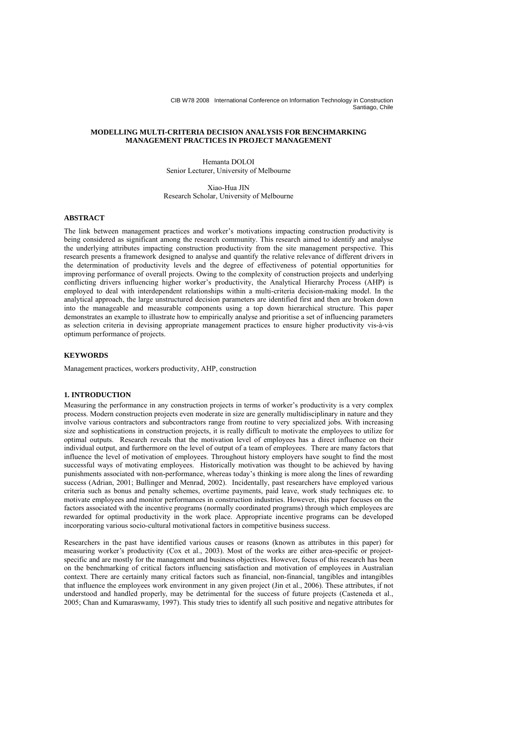# MODELLING MULTI-CRITERIA DECISION ANALYSIS FOR BENCHMARKING MANAGEMENT PRACTICES IN PROJECT MANAGEMENT

Hemanta DOLOI
Senior Lecturer, University of Melbourne

Xiao-Hua JIN
Research Scholar, University of Melbourne

## ABSTRACT

The link between management practices and worker's motivations impacting construction productivity is being considered as significant among the research community. This research aimed to identify and analyse the underlying attributes impacting construction productivity from the site management perspective. This research presents a framework designed to analyse and quantify the relative relevance of different drivers in the determination of productivity levels and the degree of effectiveness of potential opportunities for improving performance of overall projects. Owing to the complexity of construction projects and underlying conflicting drivers influencing higher worker's productivity, the Analytical Hierarchy Process (AHP) is employed to deal with interdependent relationships within a multi-criteria decision-making model. In the analytical approach, the large unstructured decision parameters are identified first and then are broken down into the manageable and measurable components using a top down hierarchical structure. This paper demonstrates an example to illustrate how to empirically analyse and prioritise a set of influencing parameters as selection criteria in devising appropriate management practices to ensure higher productivity vis-à-vis optimum performance of projects.

## KEYWORDS

Management practices, workers productivity, AHP, construction

## 1. INTRODUCTION

Measuring the performance in any construction projects in terms of worker's productivity is a very complex process. Modern construction projects even moderate in size are generally multidisciplinary in nature and they involve various contractors and subcontractors range from routine to very specialized jobs. With increasing size and sophistications in construction projects, it is really difficult to motivate the employees to utilize for optimal outputs. Research reveals that the motivation level of employees has a direct influence on their individual output, and furthermore on the level of output of a team of employees. There are many factors that influence the level of motivation of employees. Throughout history employers have sought to find the most successful ways of motivating employees. Historically motivation was thought to be achieved by having punishments associated with non-performance, whereas today's thinking is more along the lines of rewarding success (Adrian, 2001; Bullinger and Menrad, 2002). Incidentally, past researchers have employed various criteria such as bonus and penalty schemes, overtime payments, paid leave, work study techniques etc. to motivate employees and monitor performances in construction industries. However, this paper focuses on the factors associated with the incentive programs (normally coordinated programs) through which employees are rewarded for optimal productivity in the work place. Appropriate incentive programs can be developed incorporating various socio-cultural motivational factors in competitive business success.

Researchers in the past have identified various causes or reasons (known as attributes in this paper) for measuring worker's productivity (Cox et al., 2003). Most of the works are either area-specific or project-specific and are mostly for the management and business objectives. However, focus of this research has been on the benchmarking of critical factors influencing satisfaction and motivation of employees in Australian context. There are certainly many critical factors such as financial, non-financial, tangibles and intangibles that influence the employees work environment in any given project (Jin et al., 2006). These attributes, if not understood and handled properly, may be detrimental for the success of future projects (Casteneda et al., 2005; Chan and Kumaraswamy, 1997). This study tries to identify all such positive and negative attributes for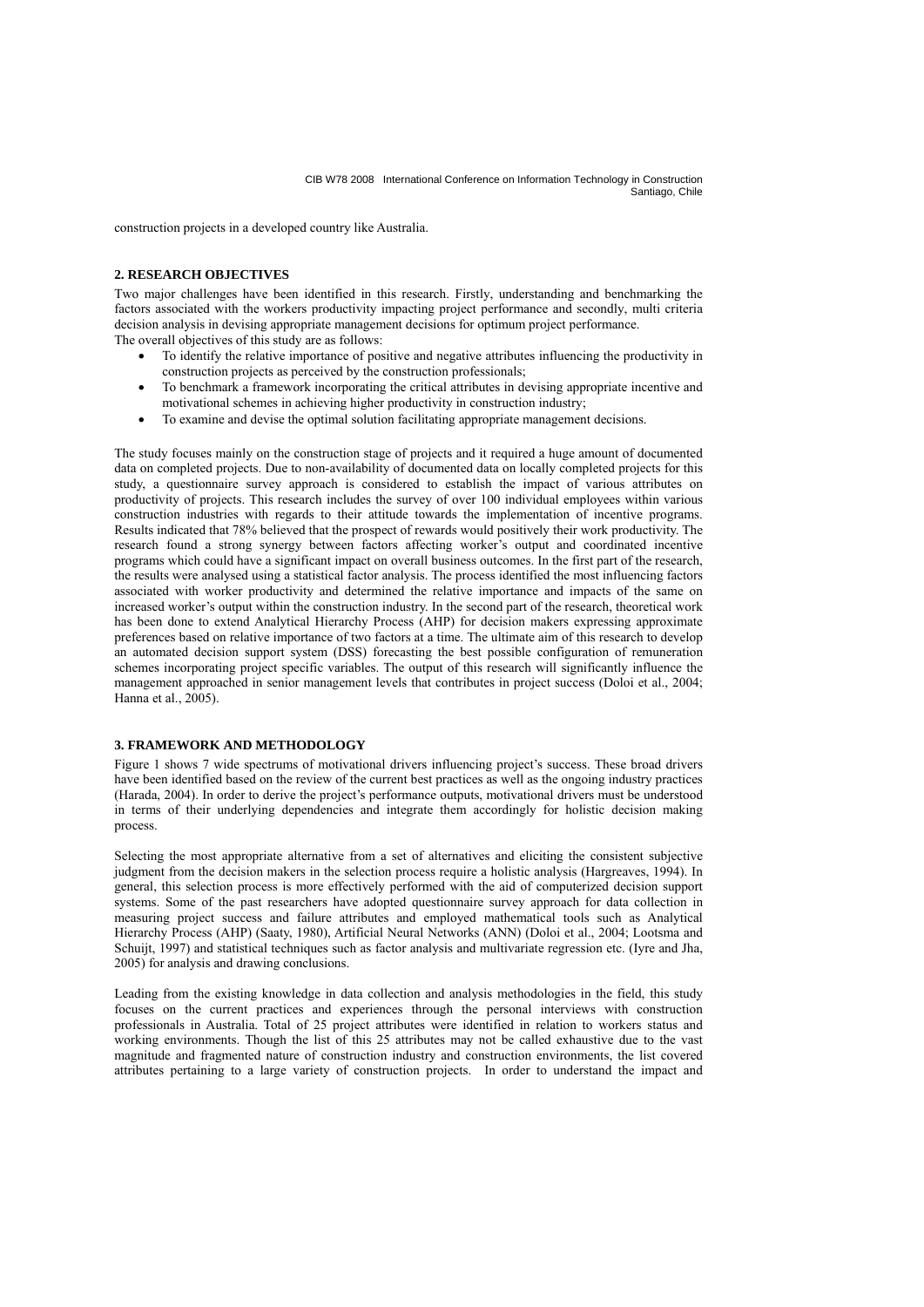construction projects in a developed country like Australia.

## 2. RESEARCH OBJECTIVES

Two major challenges have been identified in this research. Firstly, understanding and benchmarking the factors associated with the workers productivity impacting project performance and secondly, multi criteria decision analysis in devising appropriate management decisions for optimum project performance. The overall objectives of this study are as follows:

- To identify the relative importance of positive and negative attributes influencing the productivity in construction projects as perceived by the construction professionals;
- To benchmark a framework incorporating the critical attributes in devising appropriate incentive and motivational schemes in achieving higher productivity in construction industry;
- To examine and devise the optimal solution facilitating appropriate management decisions.

The study focuses mainly on the construction stage of projects and it required a huge amount of documented data on completed projects. Due to non-availability of documented data on locally completed projects for this study, a questionnaire survey approach is considered to establish the impact of various attributes on productivity of projects. This research includes the survey of over 100 individual employees within various construction industries with regards to their attitude towards the implementation of incentive programs. Results indicated that 78% believed that the prospect of rewards would positively their work productivity. The research found a strong synergy between factors affecting worker's output and coordinated incentive programs which could have a significant impact on overall business outcomes. In the first part of the research, the results were analysed using a statistical factor analysis. The process identified the most influencing factors associated with worker productivity and determined the relative importance and impacts of the same on increased worker's output within the construction industry. In the second part of the research, theoretical work has been done to extend Analytical Hierarchy Process (AHP) for decision makers expressing approximate preferences based on relative importance of two factors at a time. The ultimate aim of this research to develop an automated decision support system (DSS) forecasting the best possible configuration of remuneration schemes incorporating project specific variables. The output of this research will significantly influence the management approached in senior management levels that contributes in project success (Doloi et al., 2004; Hanna et al., 2005).

## 3. FRAMEWORK AND METHODOLOGY

Figure 1 shows 7 wide spectrums of motivational drivers influencing project's success. These broad drivers have been identified based on the review of the current best practices as well as the ongoing industry practices (Harada, 2004). In order to derive the project's performance outputs, motivational drivers must be understood in terms of their underlying dependencies and integrate them accordingly for holistic decision making process.

Selecting the most appropriate alternative from a set of alternatives and eliciting the consistent subjective judgment from the decision makers in the selection process require a holistic analysis (Hargreaves, 1994). In general, this selection process is more effectively performed with the aid of computerized decision support systems. Some of the past researchers have adopted questionnaire survey approach for data collection in measuring project success and failure attributes and employed mathematical tools such as Analytical Hierarchy Process (AHP) (Saaty, 1980), Artificial Neural Networks (ANN) (Doloi et al., 2004; Lootsma and Schuijt, 1997) and statistical techniques such as factor analysis and multivariate regression etc. (Iyre and Jha, 2005) for analysis and drawing conclusions.

Leading from the existing knowledge in data collection and analysis methodologies in the field, this study focuses on the current practices and experiences through the personal interviews with construction professionals in Australia. Total of 25 project attributes were identified in relation to workers status and working environments. Though the list of this 25 attributes may not be called exhaustive due to the vast magnitude and fragmented nature of construction industry and construction environments, the list covered attributes pertaining to a large variety of construction projects. In order to understand the impact and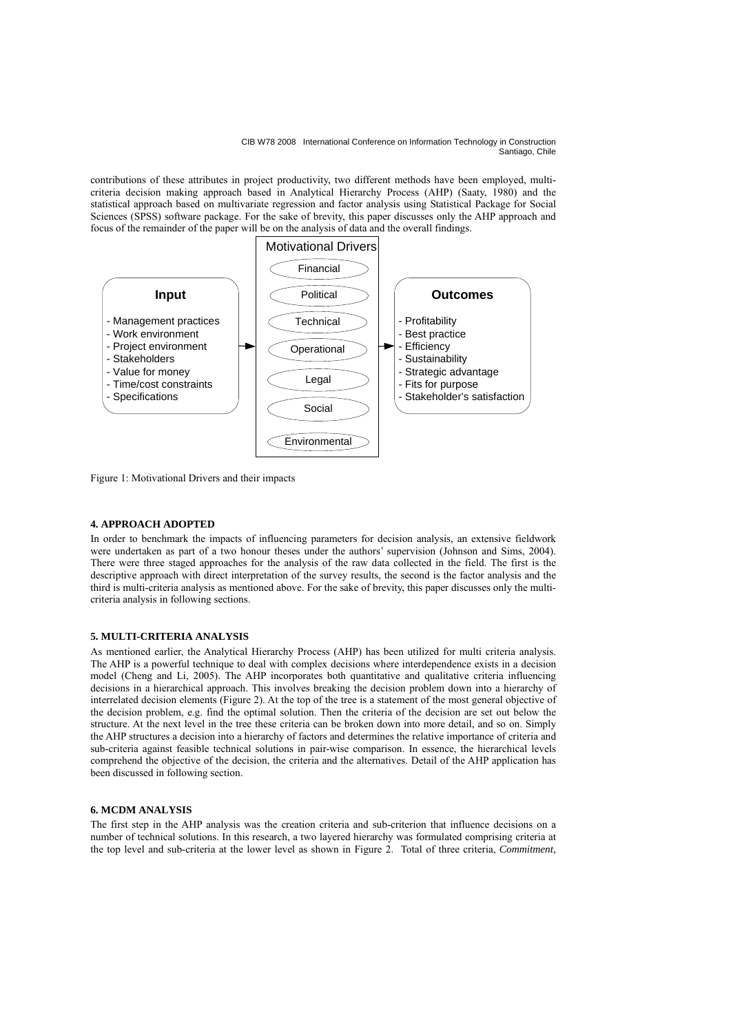contributions of these attributes in project productivity, two different methods have been employed, multi-criteria decision making approach based in Analytical Hierarchy Process (AHP) (Saaty, 1980) and the statistical approach based on multivariate regression and factor analysis using Statistical Package for Social Sciences (SPSS) software package. For the sake of brevity, this paper discusses only the AHP approach and focus of the remainder of the paper will be on the analysis of data and the overall findings.

**Input**
- Management practices
- Work environment
- Project environment
- Stakeholders
- Value for money
- Time/cost constraints
- Specifications

**Motivational Drivers**
- Financial
- Political
- Technical
- Operational
- Legal
- Social
- Environmental

**Outcomes**
- Profitability
- Best practice
- Efficiency
- Sustainability
- Strategic advantage
- Fits for purpose
- Stakeholder's satisfaction

Figure 1: Motivational Drivers and their impacts

## 4. APPROACH ADOPTED

In order to benchmark the impacts of influencing parameters for decision analysis, an extensive fieldwork were undertaken as part of a two honour theses under the authors' supervision (Johnson and Sims, 2004). There were three staged approaches for the analysis of the raw data collected in the field. The first is the descriptive approach with direct interpretation of the survey results, the second is the factor analysis and the third is multi-criteria analysis as mentioned above. For the sake of brevity, this paper discusses only the multi-criteria analysis in following sections.

## 5. MULTI-CRITERIA ANALYSIS

As mentioned earlier, the Analytical Hierarchy Process (AHP) has been utilized for multi criteria analysis. The AHP is a powerful technique to deal with complex decisions where interdependence exists in a decision model (Cheng and Li, 2005). The AHP incorporates both quantitative and qualitative criteria influencing decisions in a hierarchical approach. This involves breaking the decision problem down into a hierarchy of interrelated decision elements (Figure 2). At the top of the tree is a statement of the most general objective of the decision problem, e.g. find the optimal solution. Then the criteria of the decision are set out below the structure. At the next level in the tree these criteria can be broken down into more detail, and so on. Simply the AHP structures a decision into a hierarchy of factors and determines the relative importance of criteria and sub-criteria against feasible technical solutions in pair-wise comparison. In essence, the hierarchical levels comprehend the objective of the decision, the criteria and the alternatives. Detail of the AHP application has been discussed in following section.

## 6. MCDM ANALYSIS

The first step in the AHP analysis was the creation criteria and sub-criterion that influence decisions on a number of technical solutions. In this research, a two layered hierarchy was formulated comprising criteria at the top level and sub-criteria at the lower level as shown in Figure 2. Total of three criteria, *Commitment*,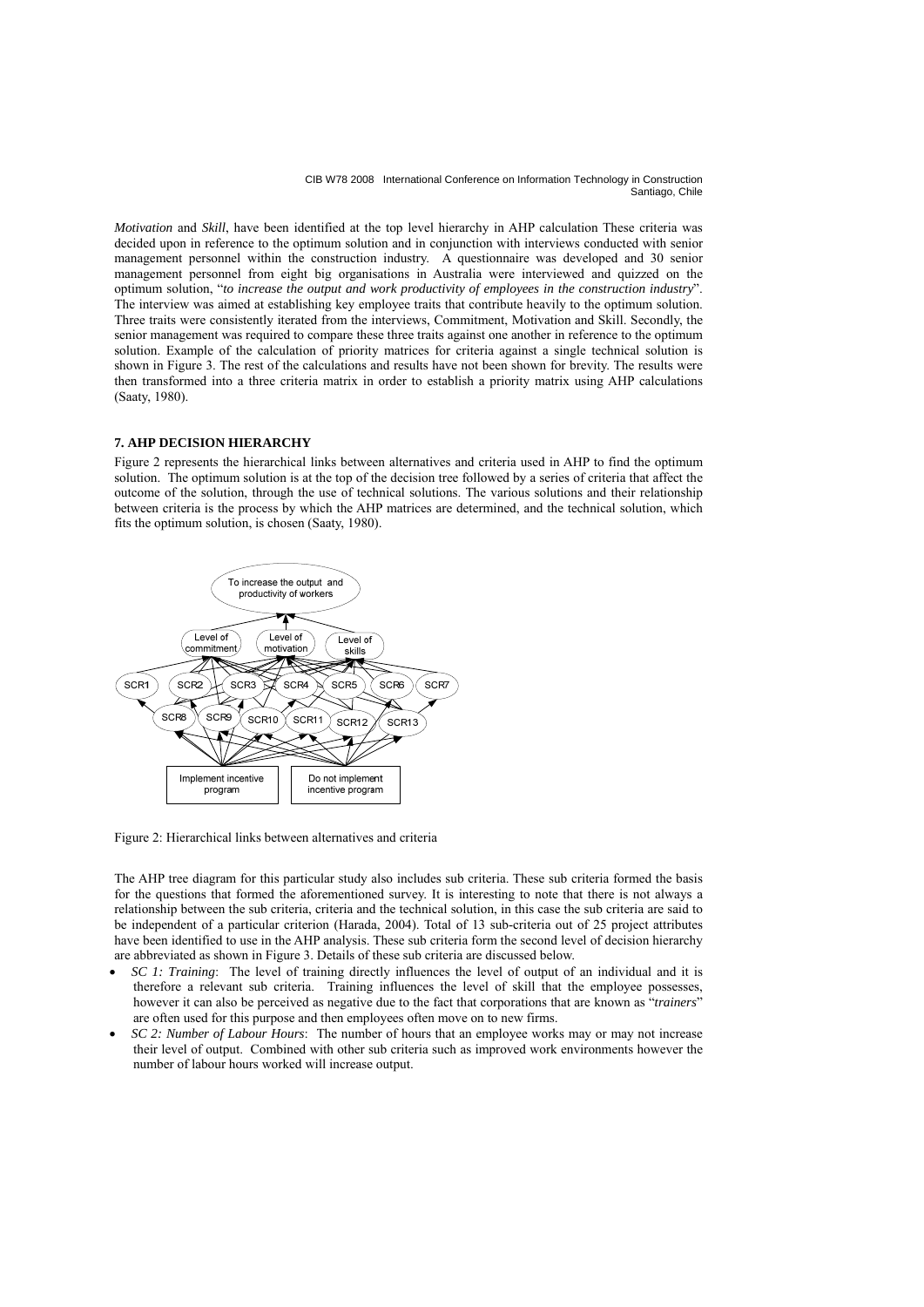*Motivation* and *Skill*, have been identified at the top level hierarchy in AHP calculation These criteria was decided upon in reference to the optimum solution and in conjunction with interviews conducted with senior management personnel within the construction industry. A questionnaire was developed and 30 senior management personnel from eight big organisations in Australia were interviewed and quizzed on the optimum solution, "*to increase the output and work productivity of employees in the construction industry*". The interview was aimed at establishing key employee traits that contribute heavily to the optimum solution. Three traits were consistently iterated from the interviews, Commitment, Motivation and Skill. Secondly, the senior management was required to compare these three traits against one another in reference to the optimum solution. Example of the calculation of priority matrices for criteria against a single technical solution is shown in Figure 3. The rest of the calculations and results have not been shown for brevity. The results were then transformed into a three criteria matrix in order to establish a priority matrix using AHP calculations (Saaty, 1980).

## 7. AHP DECISION HIERARCHY

Figure 2 represents the hierarchical links between alternatives and criteria used in AHP to find the optimum solution. The optimum solution is at the top of the decision tree followed by a series of criteria that affect the outcome of the solution, through the use of technical solutions. The various solutions and their relationship between criteria is the process by which the AHP matrices are determined, and the technical solution, which fits the optimum solution, is chosen (Saaty, 1980).

Figure 2: Hierarchical links between alternatives and criteria

The AHP tree diagram for this particular study also includes sub criteria. These sub criteria formed the basis for the questions that formed the aforementioned survey. It is interesting to note that there is not always a relationship between the sub criteria, criteria and the technical solution, in this case the sub criteria are said to be independent of a particular criterion (Harada, 2004). Total of 13 sub-criteria out of 25 project attributes have been identified to use in the AHP analysis. These sub criteria form the second level of decision hierarchy are abbreviated as shown in Figure 3. Details of these sub criteria are discussed below.

- *SC 1: Training*: The level of training directly influences the level of output of an individual and it is therefore a relevant sub criteria. Training influences the level of skill that the employee possesses, however it can also be perceived as negative due to the fact that corporations that are known as "*trainers*" are often used for this purpose and then employees often move on to new firms.
- *SC 2: Number of Labour Hours*: The number of hours that an employee works may or may not increase their level of output. Combined with other sub criteria such as improved work environments however the number of labour hours worked will increase output.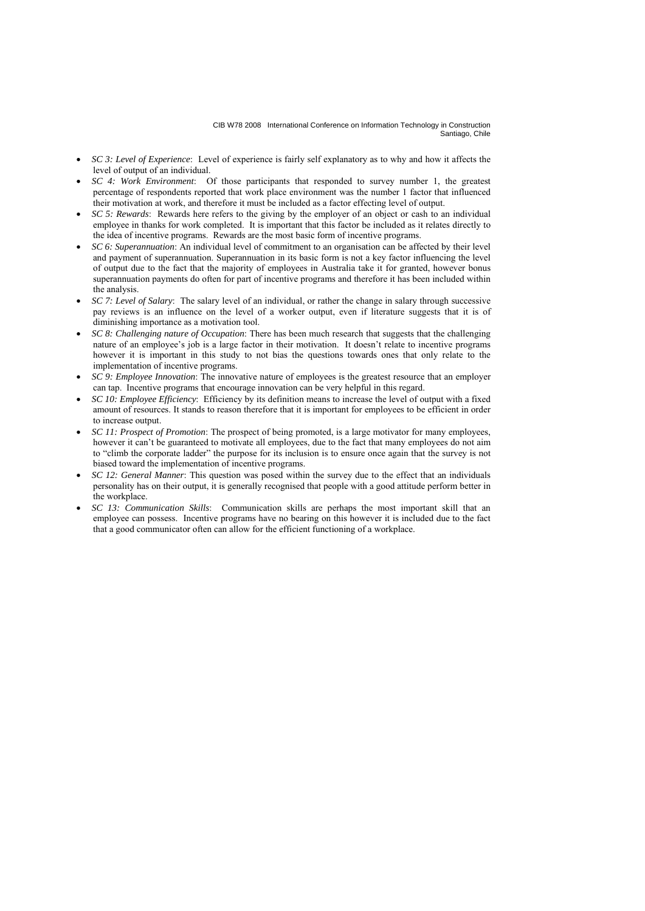- *SC 3: Level of Experience*: Level of experience is fairly self explanatory as to why and how it affects the level of output of an individual.
- *SC 4: Work Environment*: Of those participants that responded to survey number 1, the greatest percentage of respondents reported that work place environment was the number 1 factor that influenced their motivation at work, and therefore it must be included as a factor effecting level of output.
- *SC 5: Rewards*: Rewards here refers to the giving by the employer of an object or cash to an individual employee in thanks for work completed. It is important that this factor be included as it relates directly to the idea of incentive programs. Rewards are the most basic form of incentive programs.
- *SC 6: Superannuation*: An individual level of commitment to an organisation can be affected by their level and payment of superannuation. Superannuation in its basic form is not a key factor influencing the level of output due to the fact that the majority of employees in Australia take it for granted, however bonus superannuation payments do often for part of incentive programs and therefore it has been included within the analysis.
- *SC 7: Level of Salary*: The salary level of an individual, or rather the change in salary through successive pay reviews is an influence on the level of a worker output, even if literature suggests that it is of diminishing importance as a motivation tool.
- *SC 8: Challenging nature of Occupation*: There has been much research that suggests that the challenging nature of an employee's job is a large factor in their motivation. It doesn't relate to incentive programs however it is important in this study to not bias the questions towards ones that only relate to the implementation of incentive programs.
- *SC 9: Employee Innovation*: The innovative nature of employees is the greatest resource that an employer can tap. Incentive programs that encourage innovation can be very helpful in this regard.
- *SC 10: Employee Efficiency*: Efficiency by its definition means to increase the level of output with a fixed amount of resources. It stands to reason therefore that it is important for employees to be efficient in order to increase output.
- *SC 11: Prospect of Promotion*: The prospect of being promoted, is a large motivator for many employees, however it can't be guaranteed to motivate all employees, due to the fact that many employees do not aim to "climb the corporate ladder" the purpose for its inclusion is to ensure once again that the survey is not biased toward the implementation of incentive programs.
- *SC 12: General Manner*: This question was posed within the survey due to the effect that an individuals personality has on their output, it is generally recognised that people with a good attitude perform better in the workplace.
- *SC 13: Communication Skills*: Communication skills are perhaps the most important skill that an employee can possess. Incentive programs have no bearing on this however it is included due to the fact that a good communicator often can allow for the efficient functioning of a workplace.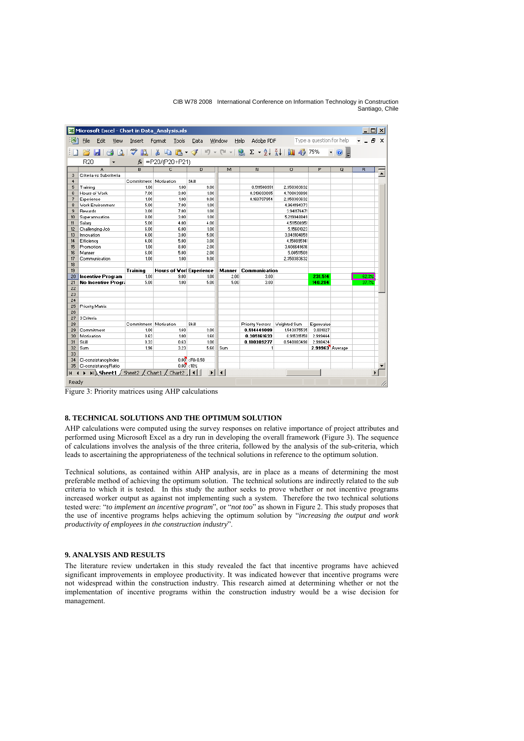Figure 3: Priority matrices using AHP calculations

## 8. TECHNICAL SOLUTIONS AND THE OPTIMUM SOLUTION

AHP calculations were computed using the survey responses on relative importance of project attributes and performed using Microsoft Excel as a dry run in developing the overall framework (Figure 3). The sequence of calculations involves the analysis of the three criteria, followed by the analysis of the sub-criteria, which leads to ascertaining the appropriateness of the technical solutions in reference to the optimum solution.

Technical solutions, as contained within AHP analysis, are in place as a means of determining the most preferable method of achieving the optimum solution. The technical solutions are indirectly related to the sub criteria to which it is tested. In this study the author seeks to prove whether or not incentive programs increased worker output as against not implementing such a system. Therefore the two technical solutions tested were: "*to implement an incentive program*", or "*not too*" as shown in Figure 2. This study proposes that the use of incentive programs helps achieving the optimum solution by "*increasing the output and work productivity of employees in the construction industry*".

## 9. ANALYSIS AND RESULTS

The literature review undertaken in this study revealed the fact that incentive programs have achieved significant improvements in employee productivity. It was indicated however that incentive programs were not widespread within the construction industry. This research aimed at determining whether or not the implementation of incentive programs within the construction industry would be a wise decision for management.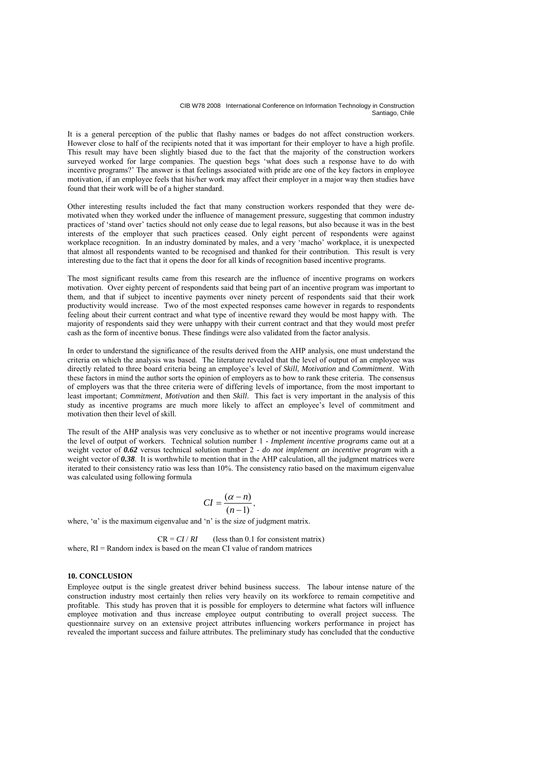It is a general perception of the public that flashy names or badges do not affect construction workers. However close to half of the recipients noted that it was important for their employer to have a high profile. This result may have been slightly biased due to the fact that the majority of the construction workers surveyed worked for large companies. The question begs 'what does such a response have to do with incentive programs?' The answer is that feelings associated with pride are one of the key factors in employee motivation, if an employee feels that his/her work may affect their employer in a major way then studies have found that their work will be of a higher standard.

Other interesting results included the fact that many construction workers responded that they were de-motivated when they worked under the influence of management pressure, suggesting that common industry practices of 'stand over' tactics should not only cease due to legal reasons, but also because it was in the best interests of the employer that such practices ceased. Only eight percent of respondents were against workplace recognition. In an industry dominated by males, and a very 'macho' workplace, it is unexpected that almost all respondents wanted to be recognised and thanked for their contribution. This result is very interesting due to the fact that it opens the door for all kinds of recognition based incentive programs.

The most significant results came from this research are the influence of incentive programs on workers motivation. Over eighty percent of respondents said that being part of an incentive program was important to them, and that if subject to incentive payments over ninety percent of respondents said that their work productivity would increase. Two of the most expected responses came however in regards to respondents feeling about their current contract and what type of incentive reward they would be most happy with. The majority of respondents said they were unhappy with their current contract and that they would most prefer cash as the form of incentive bonus. These findings were also validated from the factor analysis.

In order to understand the significance of the results derived from the AHP analysis, one must understand the criteria on which the analysis was based. The literature revealed that the level of output of an employee was directly related to three board criteria being an employee's level of *Skill*, *Motivation* and *Commitment*. With these factors in mind the author sorts the opinion of employers as to how to rank these criteria. The consensus of employers was that the three criteria were of differing levels of importance, from the most important to least important; *Commitment*, *Motivation* and then *Skill*. This fact is very important in the analysis of this study as incentive programs are much more likely to affect an employee's level of commitment and motivation then their level of skill.

The result of the AHP analysis was very conclusive as to whether or not incentive programs would increase the level of output of workers. Technical solution number 1 - *Implement incentive programs* came out at a weight vector of ***0.62*** versus technical solution number 2 - *do not implement an incentive program* with a weight vector of ***0.38***. It is worthwhile to mention that in the AHP calculation, all the judgment matrices were iterated to their consistency ratio was less than 10%. The consistency ratio based on the maximum eigenvalue was calculated using following formula

$$CI = \frac{(\alpha - n)}{(n-1)},$$

where, 'α' is the maximum eigenvalue and 'n' is the size of judgment matrix.

$$CR = CI / RI \qquad \text{(less than 0.1 for consistent matrix)}$$

where, RI = Random index is based on the mean CI value of random matrices

## 10. CONCLUSION

Employee output is the single greatest driver behind business success. The labour intense nature of the construction industry most certainly then relies very heavily on its workforce to remain competitive and profitable. This study has proven that it is possible for employers to determine what factors will influence employee motivation and thus increase employee output contributing to overall project success. The questionnaire survey on an extensive project attributes influencing workers performance in project has revealed the important success and failure attributes. The preliminary study has concluded that the conductive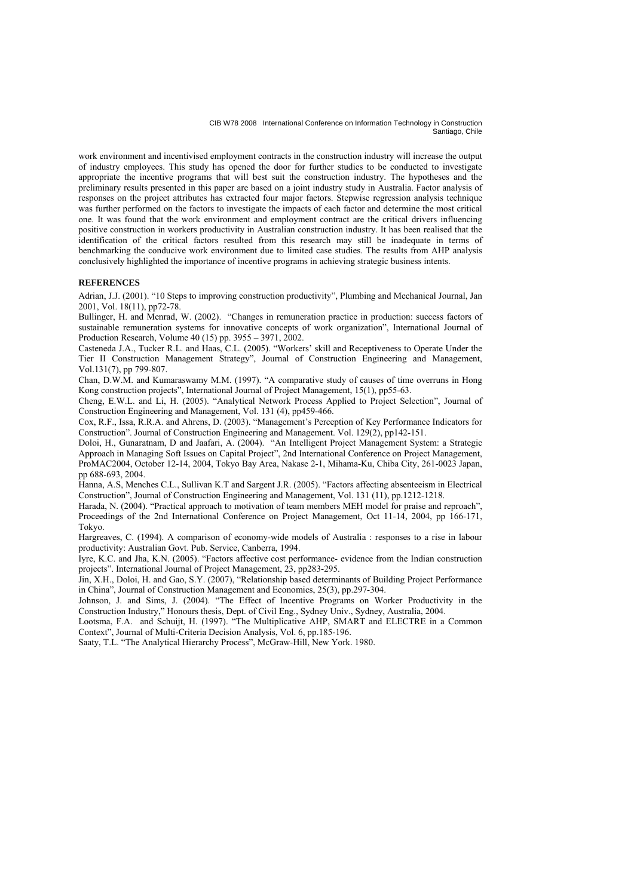work environment and incentivised employment contracts in the construction industry will increase the output of industry employees. This study has opened the door for further studies to be conducted to investigate appropriate the incentive programs that will best suit the construction industry. The hypotheses and the preliminary results presented in this paper are based on a joint industry study in Australia. Factor analysis of responses on the project attributes has extracted four major factors. Stepwise regression analysis technique was further performed on the factors to investigate the impacts of each factor and determine the most critical one. It was found that the work environment and employment contract are the critical drivers influencing positive construction in workers productivity in Australian construction industry. It has been realised that the identification of the critical factors resulted from this research may still be inadequate in terms of benchmarking the conducive work environment due to limited case studies. The results from AHP analysis conclusively highlighted the importance of incentive programs in achieving strategic business intents.

## REFERENCES

Adrian, J.J. (2001). "10 Steps to improving construction productivity", Plumbing and Mechanical Journal, Jan 2001, Vol. 18(11), pp72-78.

Bullinger, H. and Menrad, W. (2002). "Changes in remuneration practice in production: success factors of sustainable remuneration systems for innovative concepts of work organization", International Journal of Production Research, Volume 40 (15) pp. 3955 – 3971, 2002.

Casteneda J.A., Tucker R.L. and Haas, C.L. (2005). "Workers' skill and Receptiveness to Operate Under the Tier II Construction Management Strategy", Journal of Construction Engineering and Management, Vol.131(7), pp 799-807.

Chan, D.W.M. and Kumaraswamy M.M. (1997). "A comparative study of causes of time overruns in Hong Kong construction projects", International Journal of Project Management, 15(1), pp55-63.

Cheng, E.W.L. and Li, H. (2005). "Analytical Network Process Applied to Project Selection", Journal of Construction Engineering and Management, Vol. 131 (4), pp459-466.

Cox, R.F., Issa, R.R.A. and Ahrens, D. (2003). "Management's Perception of Key Performance Indicators for Construction". Journal of Construction Engineering and Management. Vol. 129(2), pp142-151.

Doloi, H., Gunaratnam, D and Jaafari, A. (2004). "An Intelligent Project Management System: a Strategic Approach in Managing Soft Issues on Capital Project", 2nd International Conference on Project Management, ProMAC2004, October 12-14, 2004, Tokyo Bay Area, Nakase 2-1, Mihama-Ku, Chiba City, 261-0023 Japan, pp 688-693, 2004.

Hanna, A.S, Menches C.L., Sullivan K.T and Sargent J.R. (2005). "Factors affecting absenteeism in Electrical Construction", Journal of Construction Engineering and Management, Vol. 131 (11), pp.1212-1218.

Harada, N. (2004). "Practical approach to motivation of team members MEH model for praise and reproach", Proceedings of the 2nd International Conference on Project Management, Oct 11-14, 2004, pp 166-171, Tokyo.

Hargreaves, C. (1994). A comparison of economy-wide models of Australia : responses to a rise in labour productivity: Australian Govt. Pub. Service, Canberra, 1994.

Iyre, K.C. and Jha, K.N. (2005). "Factors affective cost performance- evidence from the Indian construction projects". International Journal of Project Management, 23, pp283-295.

Jin, X.H., Doloi, H. and Gao, S.Y. (2007), "Relationship based determinants of Building Project Performance in China", Journal of Construction Management and Economics, 25(3), pp.297-304.

Johnson, J. and Sims, J. (2004). "The Effect of Incentive Programs on Worker Productivity in the Construction Industry," Honours thesis, Dept. of Civil Eng., Sydney Univ., Sydney, Australia, 2004.

Lootsma, F.A. and Schuijt, H. (1997). "The Multiplicative AHP, SMART and ELECTRE in a Common Context", Journal of Multi-Criteria Decision Analysis, Vol. 6, pp.185-196.

Saaty, T.L. "The Analytical Hierarchy Process", McGraw-Hill, New York. 1980.